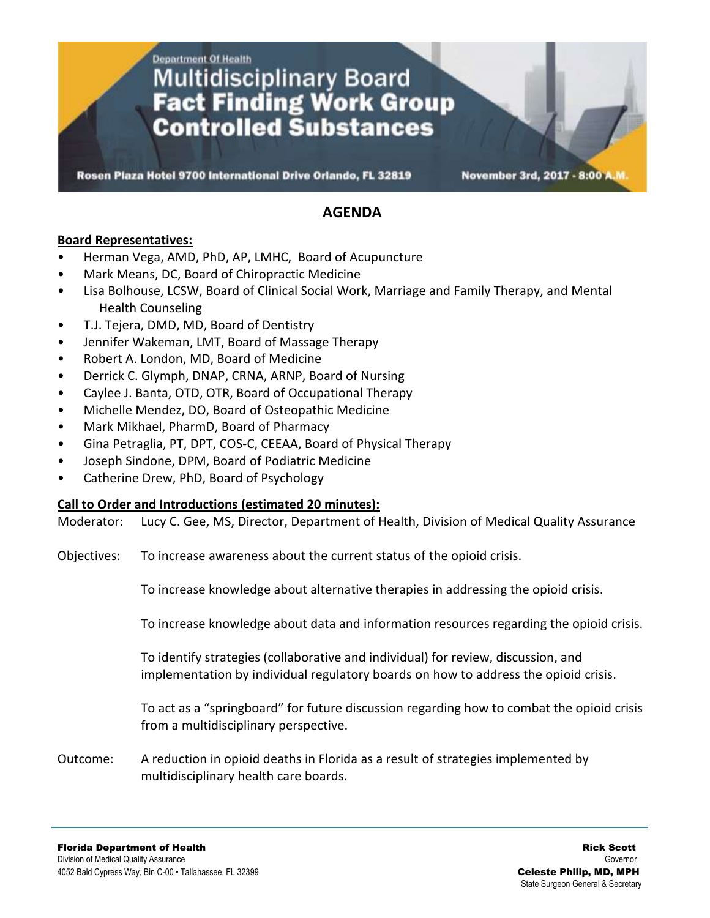Department Of Health

# Multidisciplinary Board Fact Finding Work Group Controlled Substances

**Rosen Plaza Hotel 9700 International Drive Orlando, FL 32819** | **November 3rd, 2017 - 8:00 A.M.**

## AGENDA

**Board Representatives:**

- Herman Vega, AMD, PhD, AP, LMHC, Board of Acupuncture
- Mark Means, DC, Board of Chiropractic Medicine
- Lisa Bolhouse, LCSW, Board of Clinical Social Work, Marriage and Family Therapy, and Mental Health Counseling
- T.J. Tejera, DMD, MD, Board of Dentistry
- Jennifer Wakeman, LMT, Board of Massage Therapy
- Robert A. London, MD, Board of Medicine
- Derrick C. Glymph, DNAP, CRNA, ARNP, Board of Nursing
- Caylee J. Banta, OTD, OTR, Board of Occupational Therapy
- Michelle Mendez, DO, Board of Osteopathic Medicine
- Mark Mikhael, PharmD, Board of Pharmacy
- Gina Petraglia, PT, DPT, COS-C, CEEAA, Board of Physical Therapy
- Joseph Sindone, DPM, Board of Podiatric Medicine
- Catherine Drew, PhD, Board of Psychology

**Call to Order and Introductions (estimated 20 minutes):**

Moderator: Lucy C. Gee, MS, Director, Department of Health, Division of Medical Quality Assurance

Objectives: To increase awareness about the current status of the opioid crisis.

To increase knowledge about alternative therapies in addressing the opioid crisis.

To increase knowledge about data and information resources regarding the opioid crisis.

To identify strategies (collaborative and individual) for review, discussion, and implementation by individual regulatory boards on how to address the opioid crisis.

To act as a "springboard" for future discussion regarding how to combat the opioid crisis from a multidisciplinary perspective.

Outcome: A reduction in opioid deaths in Florida as a result of strategies implemented by multidisciplinary health care boards.

**Florida Department of Health**
Division of Medical Quality Assurance
4052 Bald Cypress Way, Bin C-00 • Tallahassee, FL 32399

**Rick Scott**
Governor
**Celeste Philip, MD, MPH**
State Surgeon General & Secretary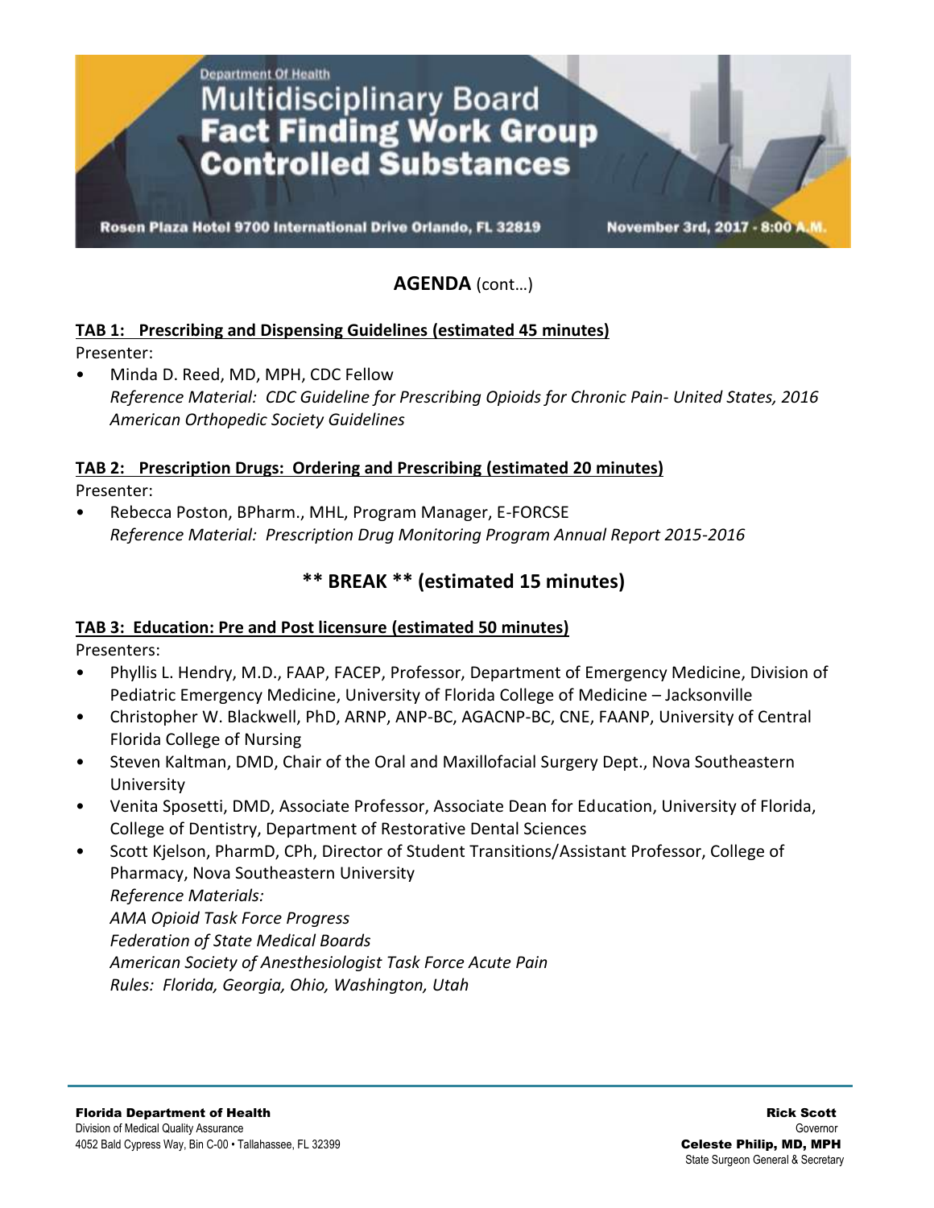Department Of Health

# Multidisciplinary Board Fact Finding Work Group Controlled Substances

Rosen Plaza Hotel 9700 International Drive Orlando, FL 32819 — November 3rd, 2017 - 8:00 A.M.

## AGENDA (cont…)

**TAB 1: Prescribing and Dispensing Guidelines (estimated 45 minutes)**

Presenter:

- Minda D. Reed, MD, MPH, CDC Fellow
  *Reference Material: CDC Guideline for Prescribing Opioids for Chronic Pain- United States, 2016*
  *American Orthopedic Society Guidelines*

**TAB 2: Prescription Drugs: Ordering and Prescribing (estimated 20 minutes)**

Presenter:

- Rebecca Poston, BPharm., MHL, Program Manager, E-FORCSE
  *Reference Material: Prescription Drug Monitoring Program Annual Report 2015-2016*

### ** BREAK ** (estimated 15 minutes)

**TAB 3: Education: Pre and Post licensure (estimated 50 minutes)**

Presenters:

- Phyllis L. Hendry, M.D., FAAP, FACEP, Professor, Department of Emergency Medicine, Division of Pediatric Emergency Medicine, University of Florida College of Medicine – Jacksonville
- Christopher W. Blackwell, PhD, ARNP, ANP-BC, AGACNP-BC, CNE, FAANP, University of Central Florida College of Nursing
- Steven Kaltman, DMD, Chair of the Oral and Maxillofacial Surgery Dept., Nova Southeastern University
- Venita Sposetti, DMD, Associate Professor, Associate Dean for Education, University of Florida, College of Dentistry, Department of Restorative Dental Sciences
- Scott Kjelson, PharmD, CPh, Director of Student Transitions/Assistant Professor, College of Pharmacy, Nova Southeastern University
  *Reference Materials:*
  *AMA Opioid Task Force Progress*
  *Federation of State Medical Boards*
  *American Society of Anesthesiologist Task Force Acute Pain*
  *Rules: Florida, Georgia, Ohio, Washington, Utah*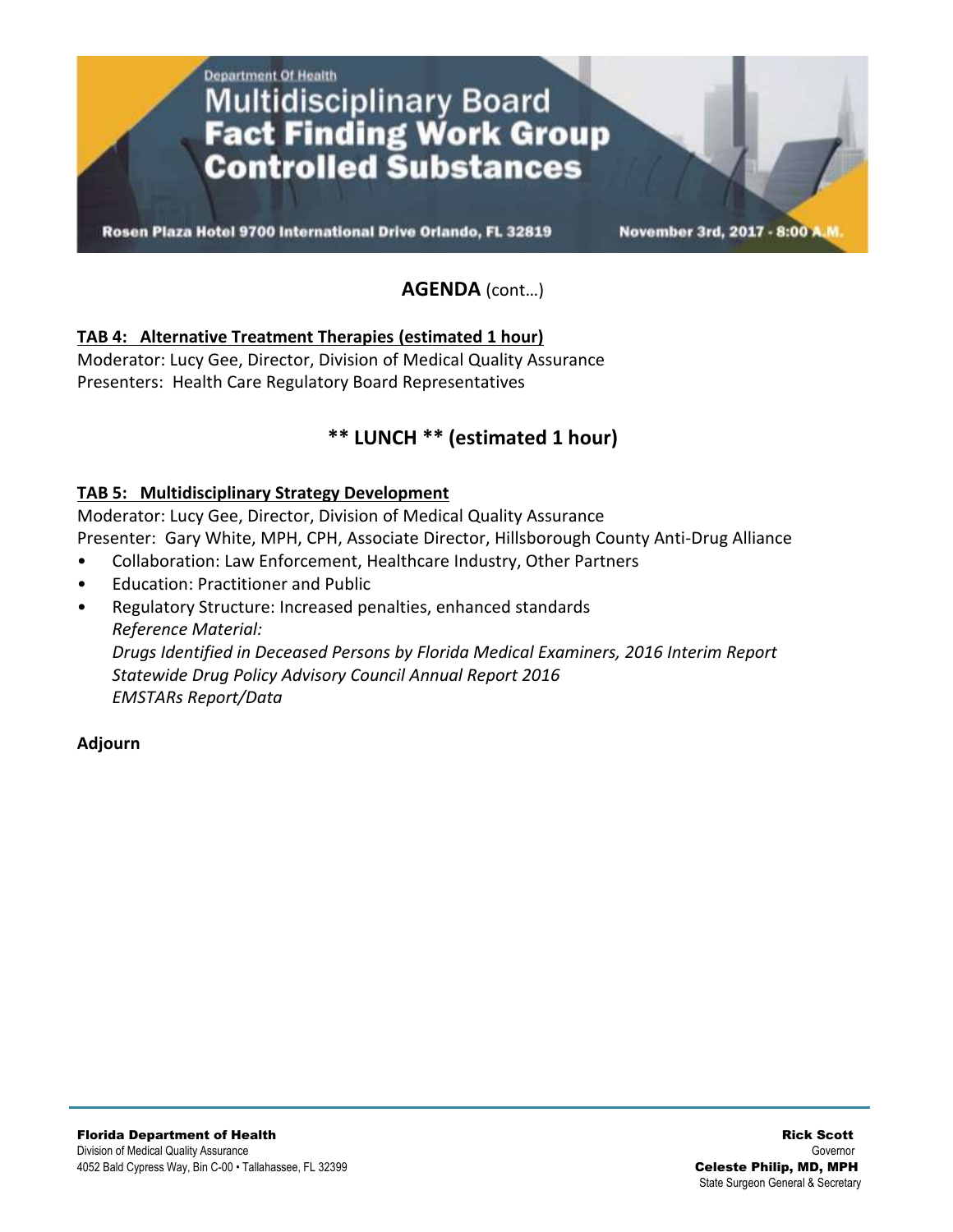Department Of Health

# Multidisciplinary Board Fact Finding Work Group Controlled Substances

**Rosen Plaza Hotel 9700 International Drive Orlando, FL 32819** **November 3rd, 2017 - 8:00 A.M.**

## **AGENDA** (cont…)

**TAB 4: Alternative Treatment Therapies (estimated 1 hour)**

Moderator: Lucy Gee, Director, Division of Medical Quality Assurance
Presenters: Health Care Regulatory Board Representatives

**\*\* LUNCH \*\* (estimated 1 hour)**

**TAB 5: Multidisciplinary Strategy Development**

Moderator: Lucy Gee, Director, Division of Medical Quality Assurance
Presenter: Gary White, MPH, CPH, Associate Director, Hillsborough County Anti-Drug Alliance

- Collaboration: Law Enforcement, Healthcare Industry, Other Partners
- Education: Practitioner and Public
- Regulatory Structure: Increased penalties, enhanced standards
  *Reference Material:*
  *Drugs Identified in Deceased Persons by Florida Medical Examiners, 2016 Interim Report*
  *Statewide Drug Policy Advisory Council Annual Report 2016*
  *EMSTARs Report/Data*

**Adjourn**

**Florida Department of Health**
Division of Medical Quality Assurance
4052 Bald Cypress Way, Bin C-00 • Tallahassee, FL 32399

**Rick Scott**
Governor
**Celeste Philip, MD, MPH**
State Surgeon General & Secretary